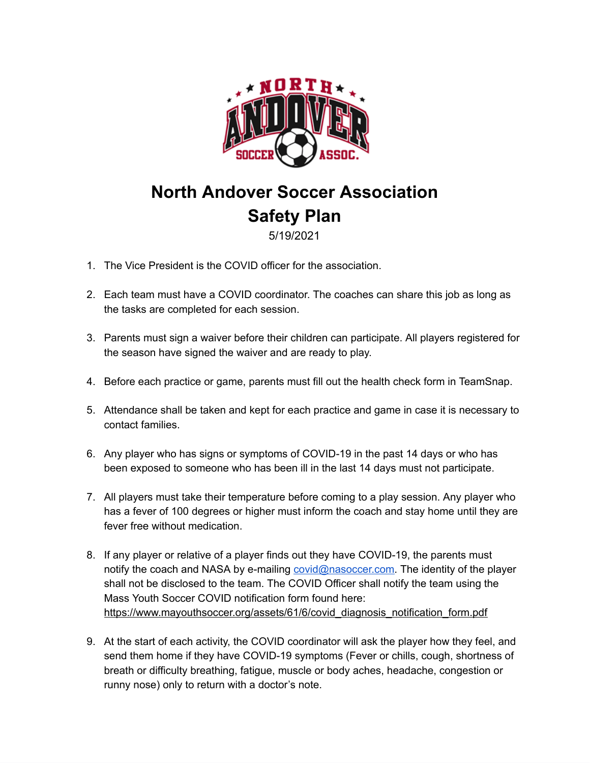# North Andover Soccer Association
# Safety Plan

5/19/2021

1. The Vice President is the COVID officer for the association.

2. Each team must have a COVID coordinator. The coaches can share this job as long as the tasks are completed for each session.

3. Parents must sign a waiver before their children can participate. All players registered for the season have signed the waiver and are ready to play.

4. Before each practice or game, parents must fill out the health check form in TeamSnap.

5. Attendance shall be taken and kept for each practice and game in case it is necessary to contact families.

6. Any player who has signs or symptoms of COVID-19 in the past 14 days or who has been exposed to someone who has been ill in the last 14 days must not participate.

7. All players must take their temperature before coming to a play session. Any player who has a fever of 100 degrees or higher must inform the coach and stay home until they are fever free without medication.

8. If any player or relative of a player finds out they have COVID-19, the parents must notify the coach and NASA by e-mailing covid@nasoccer.com. The identity of the player shall not be disclosed to the team. The COVID Officer shall notify the team using the Mass Youth Soccer COVID notification form found here: https://www.mayouthsoccer.org/assets/61/6/covid_diagnosis_notification_form.pdf

9. At the start of each activity, the COVID coordinator will ask the player how they feel, and send them home if they have COVID-19 symptoms (Fever or chills, cough, shortness of breath or difficulty breathing, fatigue, muscle or body aches, headache, congestion or runny nose) only to return with a doctor's note.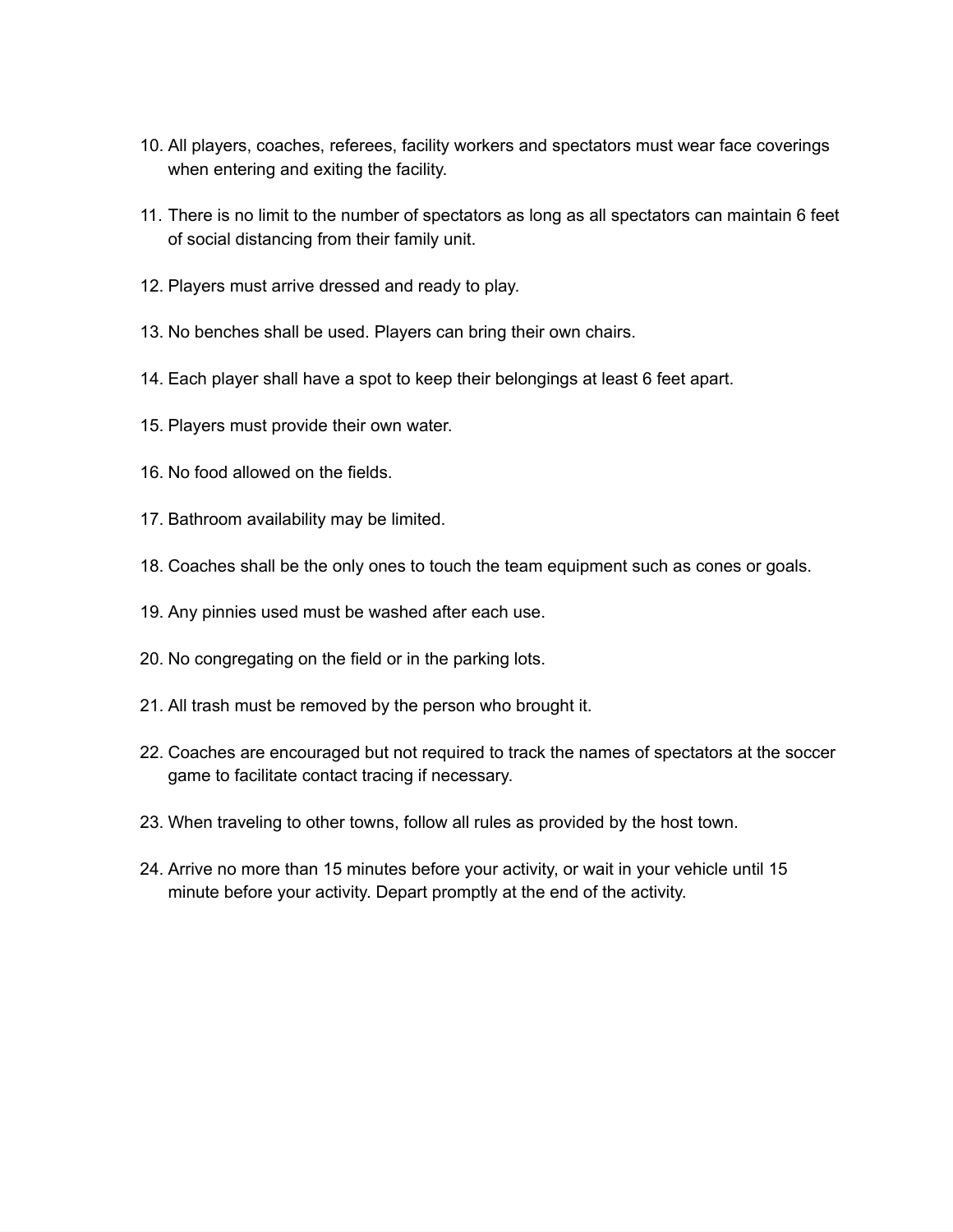10. All players, coaches, referees, facility workers and spectators must wear face coverings when entering and exiting the facility.

11. There is no limit to the number of spectators as long as all spectators can maintain 6 feet of social distancing from their family unit.

12. Players must arrive dressed and ready to play.

13. No benches shall be used. Players can bring their own chairs.

14. Each player shall have a spot to keep their belongings at least 6 feet apart.

15. Players must provide their own water.

16. No food allowed on the fields.

17. Bathroom availability may be limited.

18. Coaches shall be the only ones to touch the team equipment such as cones or goals.

19. Any pinnies used must be washed after each use.

20. No congregating on the field or in the parking lots.

21. All trash must be removed by the person who brought it.

22. Coaches are encouraged but not required to track the names of spectators at the soccer game to facilitate contact tracing if necessary.

23. When traveling to other towns, follow all rules as provided by the host town.

24. Arrive no more than 15 minutes before your activity, or wait in your vehicle until 15 minute before your activity. Depart promptly at the end of the activity.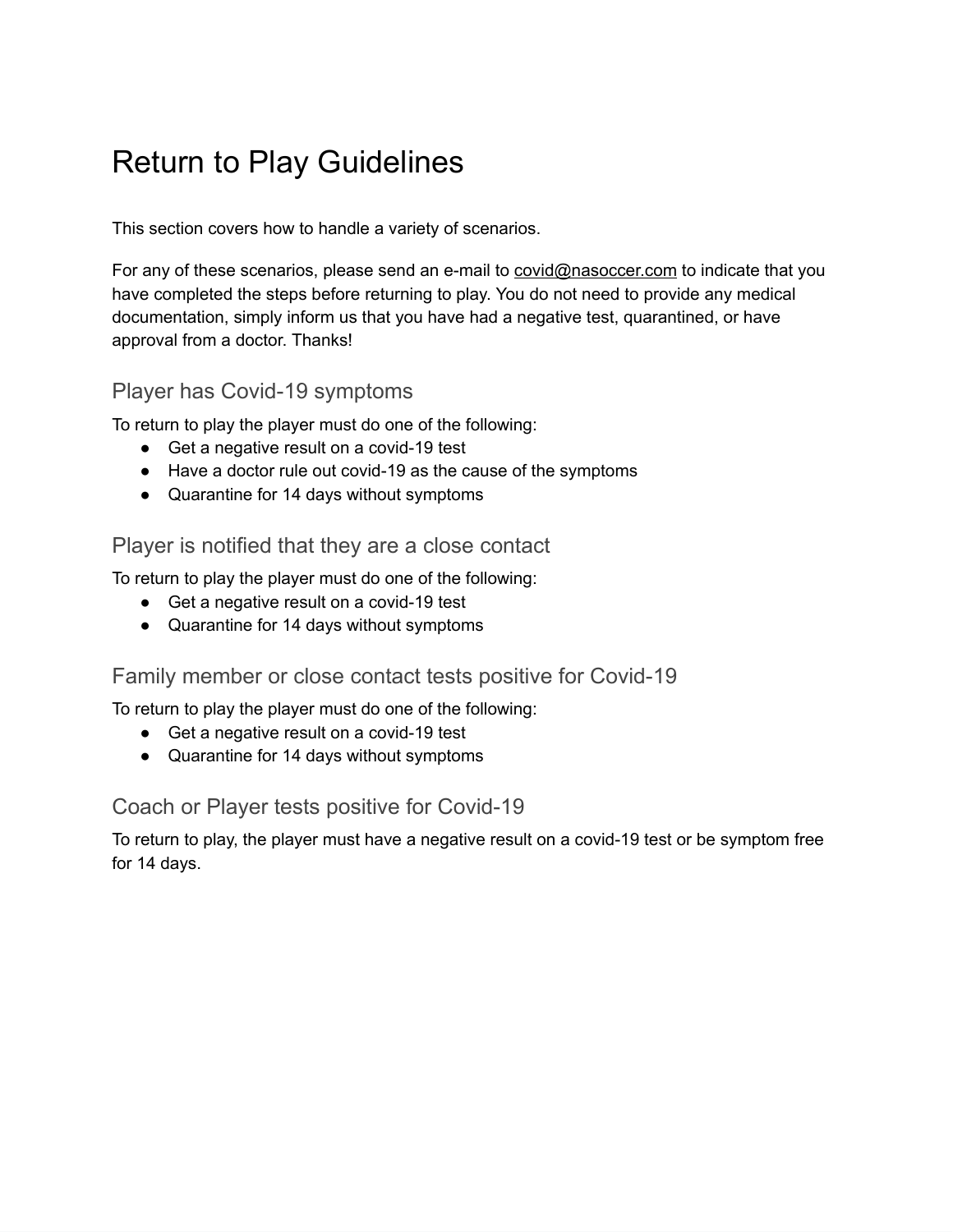# Return to Play Guidelines

This section covers how to handle a variety of scenarios.

For any of these scenarios, please send an e-mail to covid@nasoccer.com to indicate that you have completed the steps before returning to play. You do not need to provide any medical documentation, simply inform us that you have had a negative test, quarantined, or have approval from a doctor. Thanks!

## Player has Covid-19 symptoms

To return to play the player must do one of the following:

- Get a negative result on a covid-19 test
- Have a doctor rule out covid-19 as the cause of the symptoms
- Quarantine for 14 days without symptoms

## Player is notified that they are a close contact

To return to play the player must do one of the following:

- Get a negative result on a covid-19 test
- Quarantine for 14 days without symptoms

## Family member or close contact tests positive for Covid-19

To return to play the player must do one of the following:

- Get a negative result on a covid-19 test
- Quarantine for 14 days without symptoms

## Coach or Player tests positive for Covid-19

To return to play, the player must have a negative result on a covid-19 test or be symptom free for 14 days.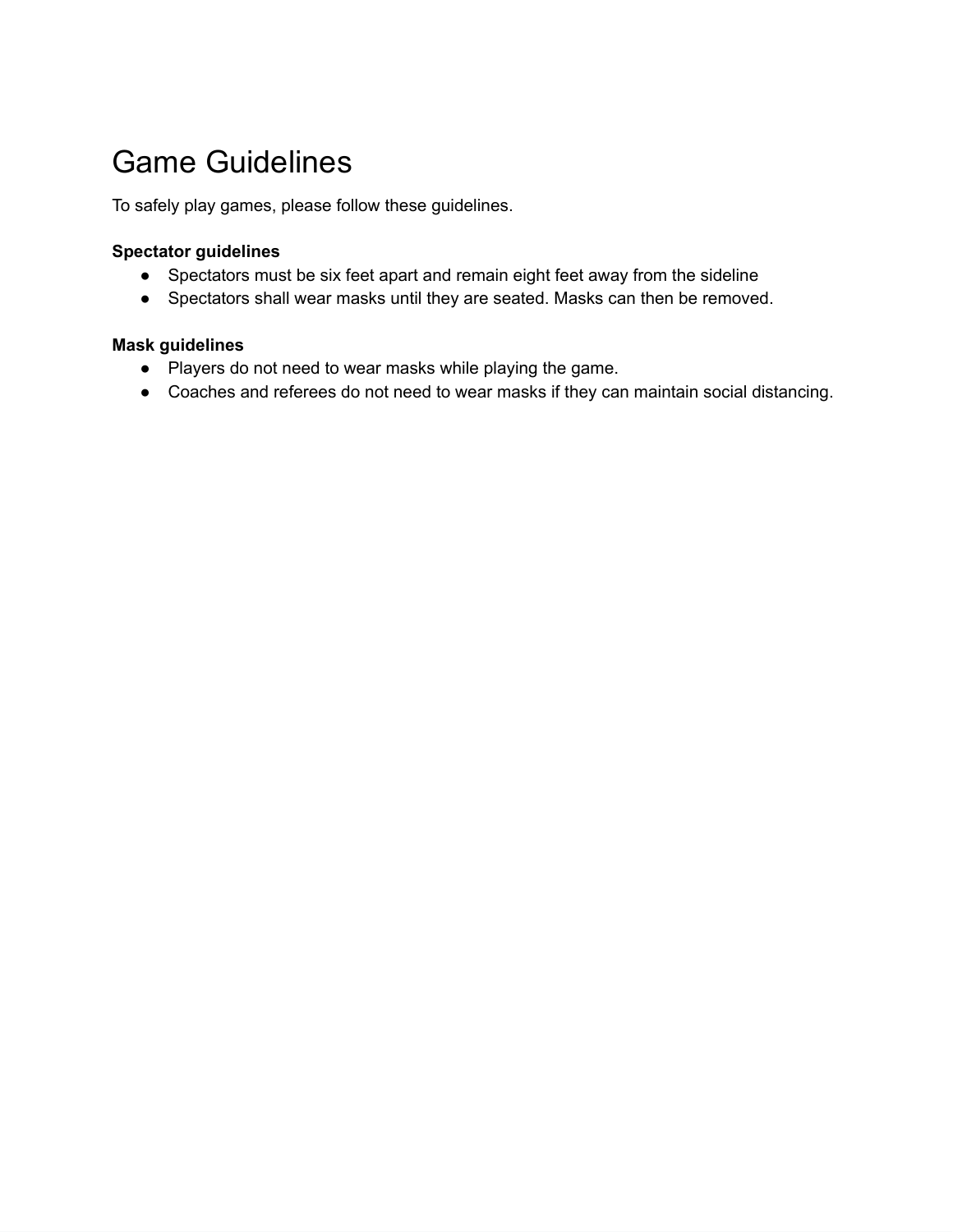# Game Guidelines

To safely play games, please follow these guidelines.

**Spectator guidelines**

- Spectators must be six feet apart and remain eight feet away from the sideline
- Spectators shall wear masks until they are seated. Masks can then be removed.

**Mask guidelines**

- Players do not need to wear masks while playing the game.
- Coaches and referees do not need to wear masks if they can maintain social distancing.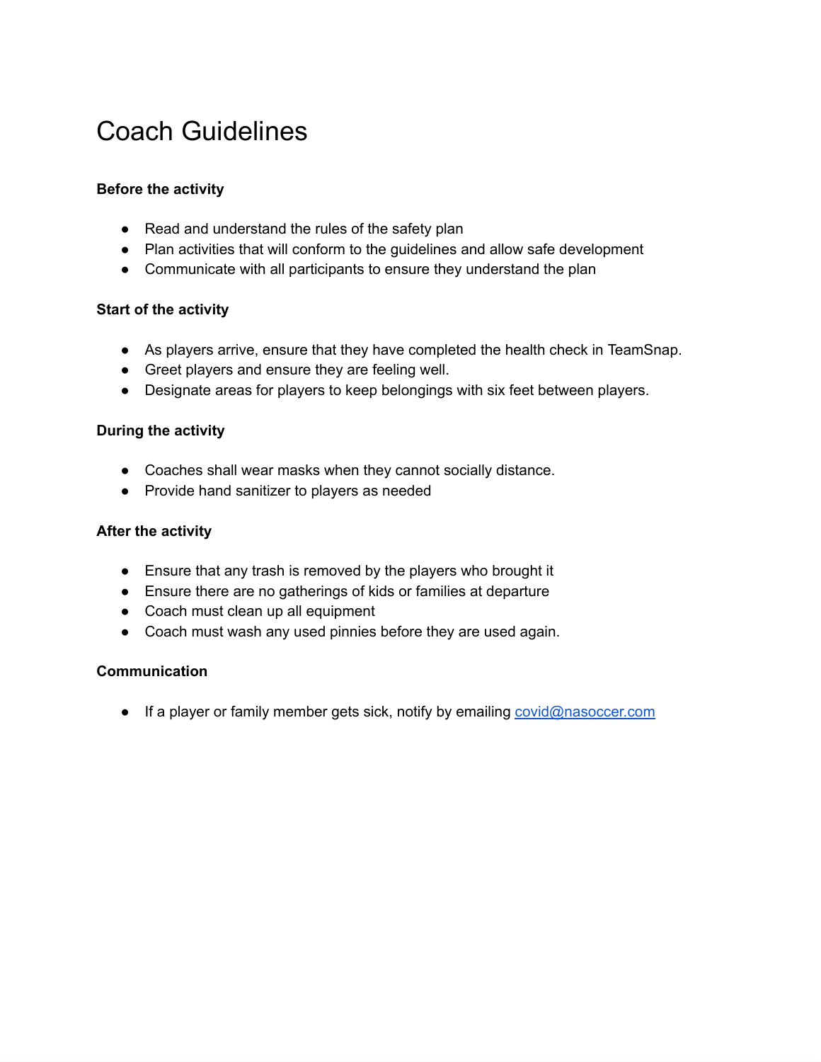# Coach Guidelines

**Before the activity**

- Read and understand the rules of the safety plan
- Plan activities that will conform to the guidelines and allow safe development
- Communicate with all participants to ensure they understand the plan

**Start of the activity**

- As players arrive, ensure that they have completed the health check in TeamSnap.
- Greet players and ensure they are feeling well.
- Designate areas for players to keep belongings with six feet between players.

**During the activity**

- Coaches shall wear masks when they cannot socially distance.
- Provide hand sanitizer to players as needed

**After the activity**

- Ensure that any trash is removed by the players who brought it
- Ensure there are no gatherings of kids or families at departure
- Coach must clean up all equipment
- Coach must wash any used pinnies before they are used again.

**Communication**

- If a player or family member gets sick, notify by emailing covid@nasoccer.com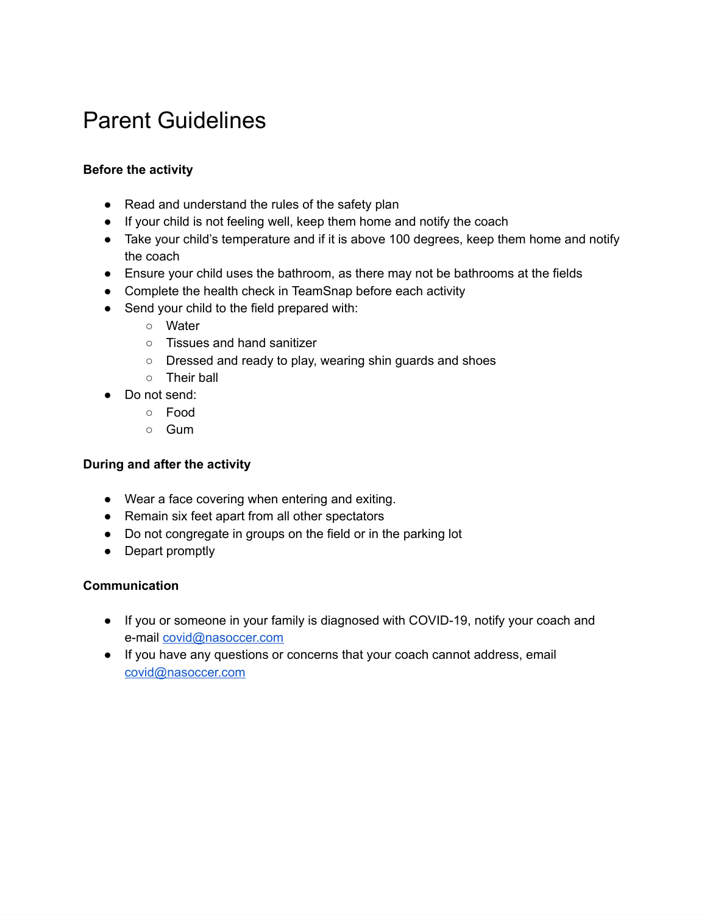# Parent Guidelines

**Before the activity**

- Read and understand the rules of the safety plan
- If your child is not feeling well, keep them home and notify the coach
- Take your child's temperature and if it is above 100 degrees, keep them home and notify the coach
- Ensure your child uses the bathroom, as there may not be bathrooms at the fields
- Complete the health check in TeamSnap before each activity
- Send your child to the field prepared with:
    - Water
    - Tissues and hand sanitizer
    - Dressed and ready to play, wearing shin guards and shoes
    - Their ball
- Do not send:
    - Food
    - Gum

**During and after the activity**

- Wear a face covering when entering and exiting.
- Remain six feet apart from all other spectators
- Do not congregate in groups on the field or in the parking lot
- Depart promptly

**Communication**

- If you or someone in your family is diagnosed with COVID-19, notify your coach and e-mail [covid@nasoccer.com](mailto:covid@nasoccer.com)
- If you have any questions or concerns that your coach cannot address, email [covid@nasoccer.com](mailto:covid@nasoccer.com)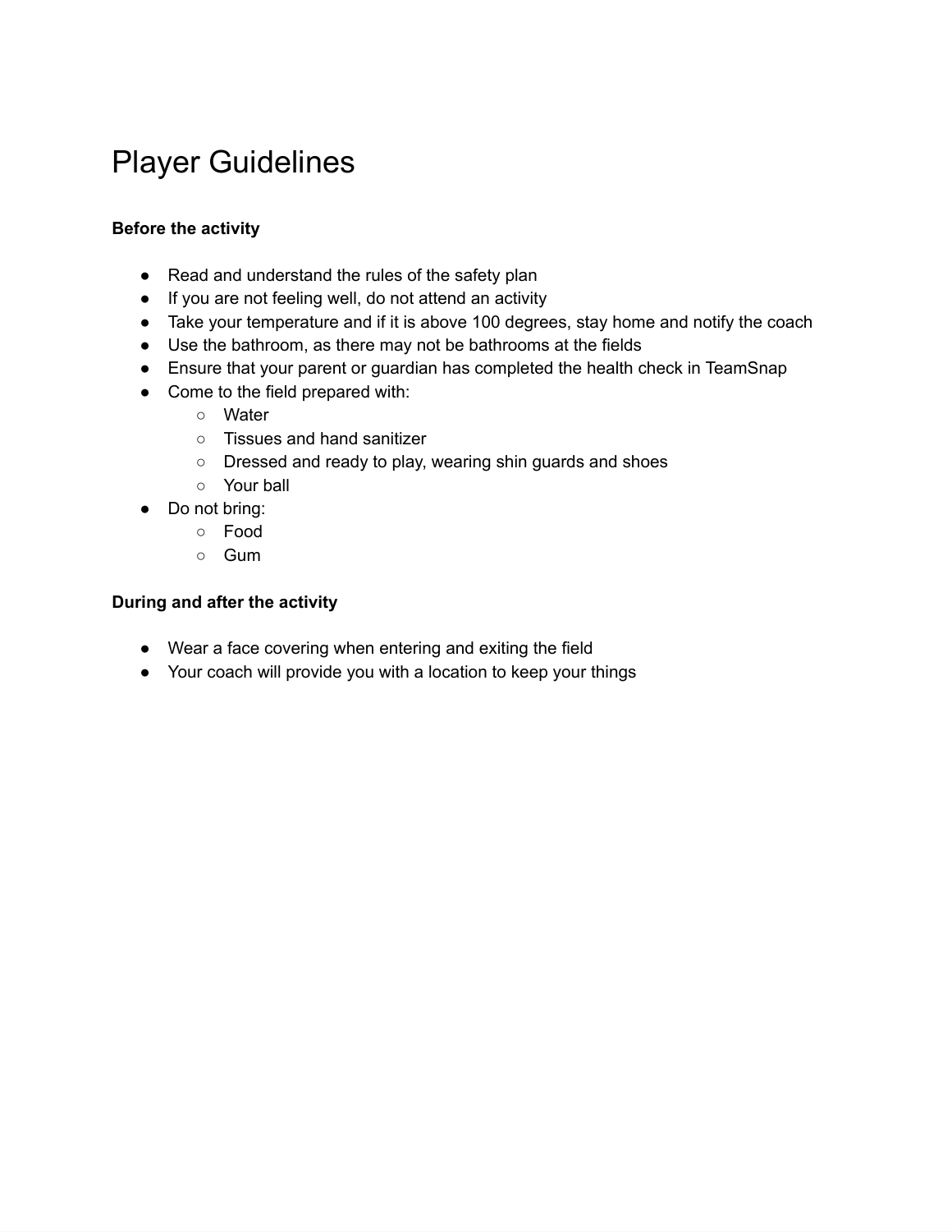# Player Guidelines

**Before the activity**

- Read and understand the rules of the safety plan
- If you are not feeling well, do not attend an activity
- Take your temperature and if it is above 100 degrees, stay home and notify the coach
- Use the bathroom, as there may not be bathrooms at the fields
- Ensure that your parent or guardian has completed the health check in TeamSnap
- Come to the field prepared with:
  - Water
  - Tissues and hand sanitizer
  - Dressed and ready to play, wearing shin guards and shoes
  - Your ball
- Do not bring:
  - Food
  - Gum

**During and after the activity**

- Wear a face covering when entering and exiting the field
- Your coach will provide you with a location to keep your things